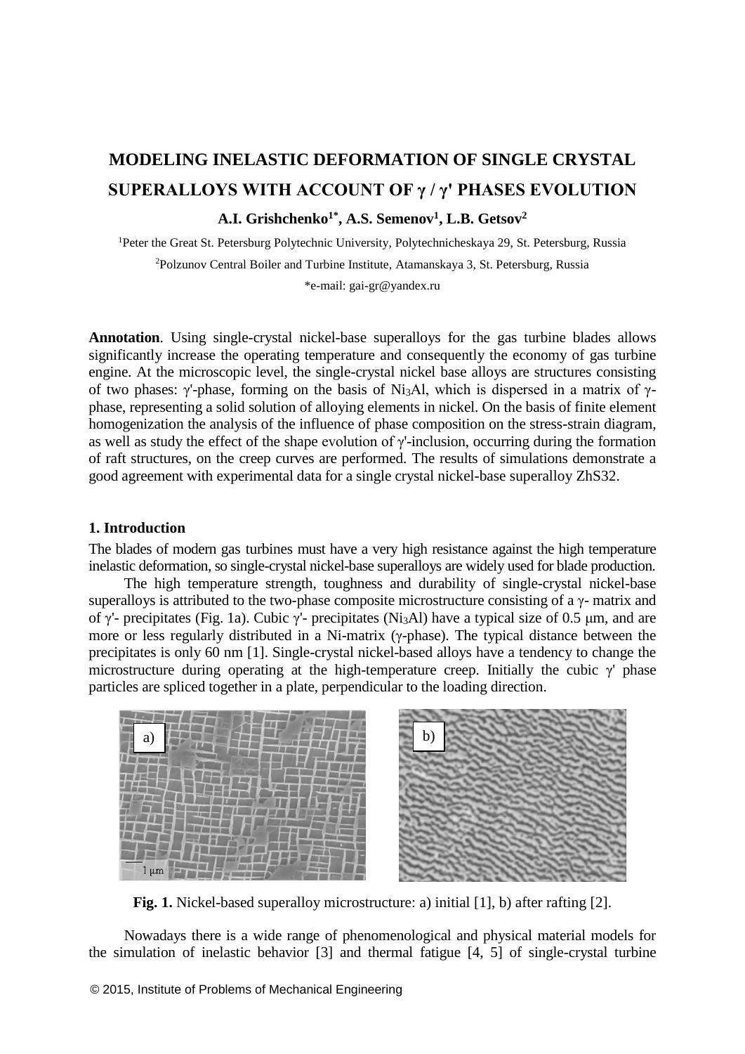# MODELING INELASTIC DEFORMATION OF SINGLE CRYSTAL SUPERALLOYS WITH ACCOUNT OF γ / γ' PHASES EVOLUTION

**A.I. Grishchenko[1*], A.S. Semenov[1], L.B. Getsov[2]**

[1]Peter the Great St. Petersburg Polytechnic University, Polytechnicheskaya 29, St. Petersburg, Russia

[2]Polzunov Central Boiler and Turbine Institute, Atamanskaya 3, St. Petersburg, Russia

*e-mail: gai-gr@yandex.ru

**Annotation**. Using single-crystal nickel-base superalloys for the gas turbine blades allows significantly increase the operating temperature and consequently the economy of gas turbine engine. At the microscopic level, the single-crystal nickel base alloys are structures consisting of two phases: γ'-phase, forming on the basis of $Ni_3Al$, which is dispersed in a matrix of γ-phase, representing a solid solution of alloying elements in nickel. On the basis of finite element homogenization the analysis of the influence of phase composition on the stress-strain diagram, as well as study the effect of the shape evolution of γ'-inclusion, occurring during the formation of raft structures, on the creep curves are performed. The results of simulations demonstrate a good agreement with experimental data for a single crystal nickel-base superalloy ZhS32.

## 1. Introduction

The blades of modern gas turbines must have a very high resistance against the high temperature inelastic deformation, so single-crystal nickel-base superalloys are widely used for blade production.

The high temperature strength, toughness and durability of single-crystal nickel-base superalloys is attributed to the two-phase composite microstructure consisting of a γ- matrix and of γ'- precipitates (Fig. 1a). Cubic γ'- precipitates ($Ni_3Al$) have a typical size of 0.5 μm, and are more or less regularly distributed in a Ni-matrix (γ-phase). The typical distance between the precipitates is only 60 nm [1]. Single-crystal nickel-based alloys have a tendency to change the microstructure during operating at the high-temperature creep. Initially the cubic γ' phase particles are spliced together in a plate, perpendicular to the loading direction.

**Fig. 1.** Nickel-based superalloy microstructure: a) initial [1], b) after rafting [2].

Nowadays there is a wide range of phenomenological and physical material models for the simulation of inelastic behavior [3] and thermal fatigue [4, 5] of single-crystal turbine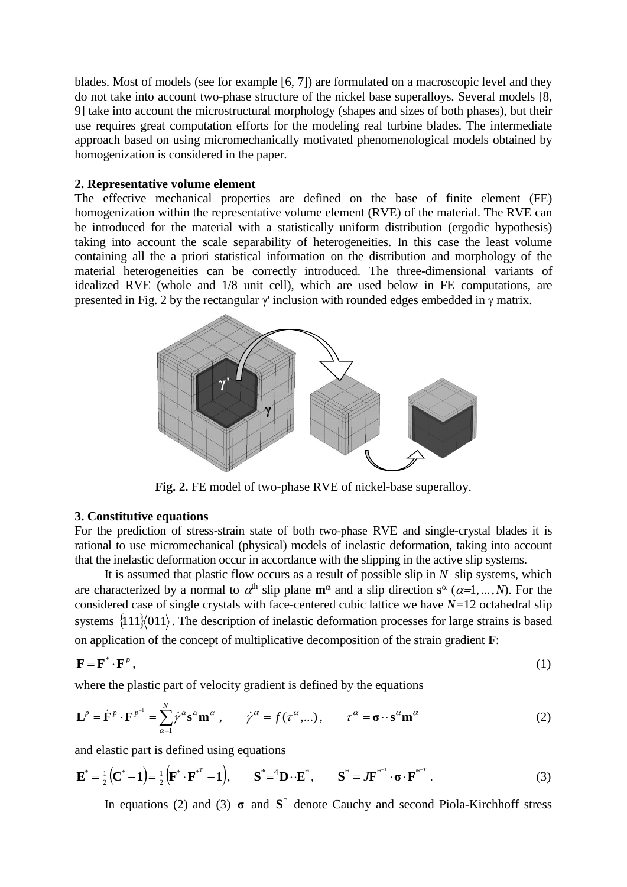blades. Most of models (see for example [6, 7]) are formulated on a macroscopic level and they do not take into account two-phase structure of the nickel base superalloys. Several models [8, 9] take into account the microstructural morphology (shapes and sizes of both phases), but their use requires great computation efforts for the modeling real turbine blades. The intermediate approach based on using micromechanically motivated phenomenological models obtained by homogenization is considered in the paper.

## 2. Representative volume element

The effective mechanical properties are defined on the base of finite element (FE) homogenization within the representative volume element (RVE) of the material. The RVE can be introduced for the material with a statistically uniform distribution (ergodic hypothesis) taking into account the scale separability of heterogeneities. In this case the least volume containing all the a priori statistical information on the distribution and morphology of the material heterogeneities can be correctly introduced. The three-dimensional variants of idealized RVE (whole and 1/8 unit cell), which are used below in FE computations, are presented in Fig. 2 by the rectangular γ' inclusion with rounded edges embedded in γ matrix.

**Fig. 2.** FE model of two-phase RVE of nickel-base superalloy.

## 3. Constitutive equations

For the prediction of stress-strain state of both two-phase RVE and single-crystal blades it is rational to use micromechanical (physical) models of inelastic deformation, taking into account that the inelastic deformation occur in accordance with the slipping in the active slip systems.

It is assumed that plastic flow occurs as a result of possible slip in $N$ slip systems, which are characterized by a normal to $\alpha^{\text{th}}$ slip plane $\mathbf{m}^\alpha$ and a slip direction $\mathbf{s}^\alpha$ ($\alpha=1,\dots,N$). For the considered case of single crystals with face-centered cubic lattice we have $N=12$ octahedral slip systems $\{111\}\langle 011\rangle$. The description of inelastic deformation processes for large strains is based on application of the concept of multiplicative decomposition of the strain gradient $\mathbf{F}$:

$$\mathbf{F} = \mathbf{F}^* \cdot \mathbf{F}^p , \tag{1}$$

where the plastic part of velocity gradient is defined by the equations

$$\mathbf{L}^p = \dot{\mathbf{F}}^p \cdot \mathbf{F}^{p^{-1}} = \sum_{\alpha=1}^{N} \dot{\gamma}^\alpha \mathbf{s}^\alpha \mathbf{m}^\alpha , \qquad \dot{\gamma}^\alpha = f(\tau^\alpha, \dots), \qquad \tau^\alpha = \boldsymbol{\sigma} \cdot\cdot\, \mathbf{s}^\alpha \mathbf{m}^\alpha \tag{2}$$

and elastic part is defined using equations

$$\mathbf{E}^* = \tfrac{1}{2}\left(\mathbf{C}^* - \mathbf{1}\right) = \tfrac{1}{2}\left(\mathbf{F}^* \cdot \mathbf{F}^{*^T} - \mathbf{1}\right), \qquad \mathbf{S}^* = {}^4\mathbf{D} \cdot\cdot\, \mathbf{E}^*, \qquad \mathbf{S}^* = J\mathbf{F}^{*^{-1}} \cdot \boldsymbol{\sigma} \cdot \mathbf{F}^{*^{-T}} . \tag{3}$$

In equations (2) and (3) $\boldsymbol{\sigma}$ and $\mathbf{S}^*$ denote Cauchy and second Piola-Kirchhoff stress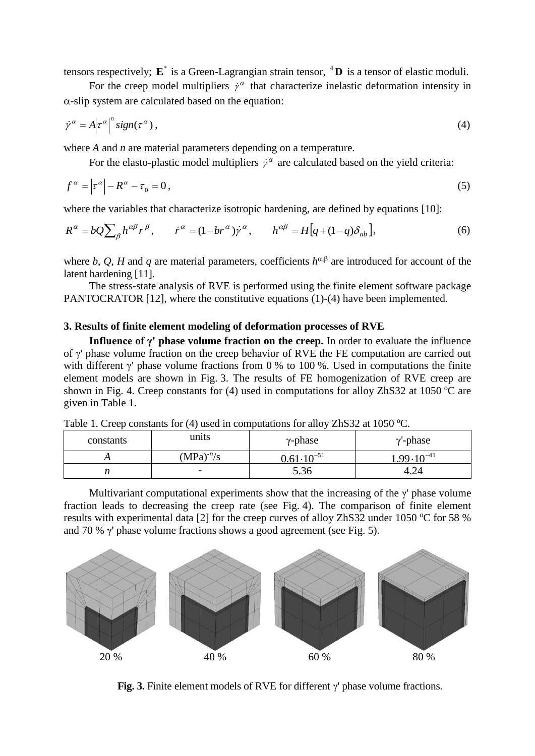tensors respectively; $\mathbf{E}^*$ is a Green-Lagrangian strain tensor, ${}^4\mathbf{D}$ is a tensor of elastic moduli.

For the creep model multipliers $\dot{\gamma}^\alpha$ that characterize inelastic deformation intensity in $\alpha$-slip system are calculated based on the equation:

$$\dot{\gamma}^\alpha = A\left|\tau^\alpha\right|^n sign(\tau^\alpha), \tag{4}$$

where *A* and *n* are material parameters depending on a temperature.

For the elasto-plastic model multipliers $\dot{\gamma}^\alpha$ are calculated based on the yield criteria:

$$f^\alpha = \left|\tau^\alpha\right| - R^\alpha - \tau_0 = 0, \tag{5}$$

where the variables that characterize isotropic hardening, are defined by equations [10]:

$$R^\alpha = bQ\sum_\beta h^{\alpha\beta} r^\beta, \qquad \dot{r}^\alpha = (1 - br^\alpha)\dot{\gamma}^\alpha, \qquad h^{\alpha\beta} = H\left[q + (1-q)\delta_{ab}\right], \tag{6}$$

where *b*, *Q*, *H* and *q* are material parameters, coefficients $h^{\alpha,\beta}$ are introduced for account of the latent hardening [11].

The stress-state analysis of RVE is performed using the finite element software package PANTOCRATOR [12], where the constitutive equations (1)-(4) have been implemented.

### 3. Results of finite element modeling of deformation processes of RVE

**Influence of γ' phase volume fraction on the creep.** In order to evaluate the influence of γ' phase volume fraction on the creep behavior of RVE the FE computation are carried out with different γ' phase volume fractions from 0 % to 100 %. Used in computations the finite element models are shown in Fig. 3. The results of FE homogenization of RVE creep are shown in Fig. 4. Creep constants for (4) used in computations for alloy ZhS32 at 1050 °C are given in Table 1.

Table 1. Creep constants for (4) used in computations for alloy ZhS32 at 1050 °C.

| constants | units | γ-phase | γ'-phase |
|---|---|---|---|
| *A* | $(\mathrm{MPa})^{-n}$/s | $0.61 \cdot 10^{-51}$ | $1.99 \cdot 10^{-41}$ |
| *n* | - | 5.36 | 4.24 |

Multivariant computational experiments show that the increasing of the γ' phase volume fraction leads to decreasing the creep rate (see Fig. 4). The comparison of finite element results with experimental data [2] for the creep curves of alloy ZhS32 under 1050 °C for 58 % and 70 % γ' phase volume fractions shows a good agreement (see Fig. 5).

20 %  40 %  60 %  80 %

**Fig. 3.** Finite element models of RVE for different γ' phase volume fractions.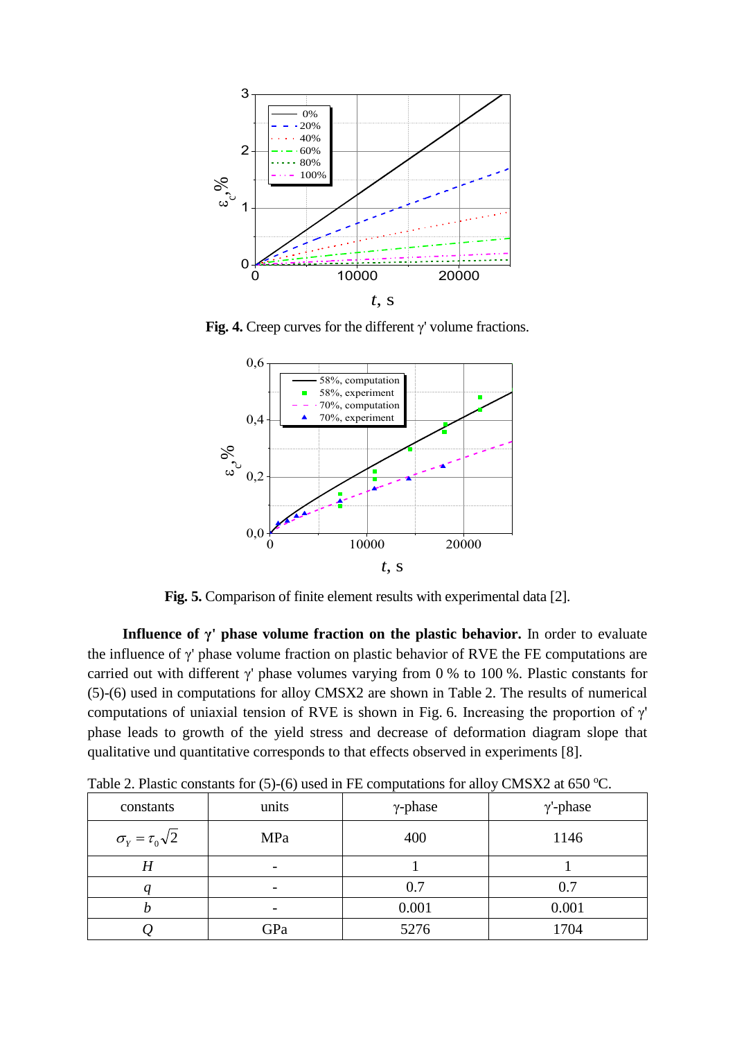**Fig. 4.** Creep curves for the different γ' volume fractions.

**Fig. 5.** Comparison of finite element results with experimental data [2].

**Influence of γ' phase volume fraction on the plastic behavior.** In order to evaluate the influence of γ' phase volume fraction on plastic behavior of RVE the FE computations are carried out with different γ' phase volumes varying from 0 % to 100 %. Plastic constants for (5)-(6) used in computations for alloy CMSX2 are shown in Table 2. The results of numerical computations of uniaxial tension of RVE is shown in Fig. 6. Increasing the proportion of γ' phase leads to growth of the yield stress and decrease of deformation diagram slope that qualitative und quantitative corresponds to that effects observed in experiments [8].

Table 2. Plastic constants for (5)-(6) used in FE computations for alloy CMSX2 at 650 °C.

| constants | units | γ-phase | γ'-phase |
|---|---|---|---|
| $\sigma_Y = \tau_0\sqrt{2}$ | MPa | 400 | 1146 |
| $H$ | - | 1 | 1 |
| $q$ | - | 0.7 | 0.7 |
| $b$ | - | 0.001 | 0.001 |
| $Q$ | GPa | 5276 | 1704 |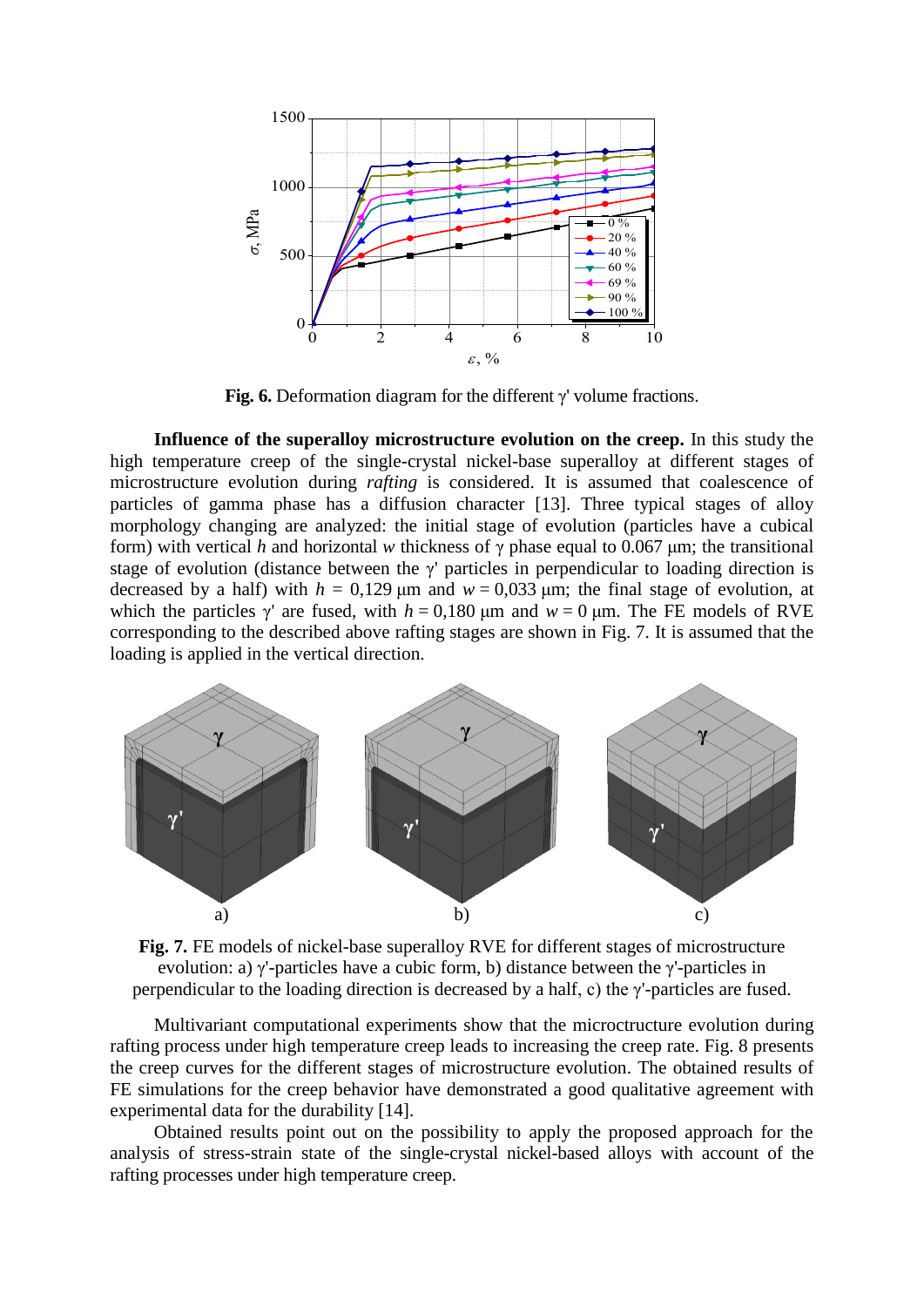**Fig. 6.** Deformation diagram for the different γ' volume fractions.

**Influence of the superalloy microstructure evolution on the creep.** In this study the high temperature creep of the single-crystal nickel-base superalloy at different stages of microstructure evolution during *rafting* is considered. It is assumed that coalescence of particles of gamma phase has a diffusion character [13]. Three typical stages of alloy morphology changing are analyzed: the initial stage of evolution (particles have a cubical form) with vertical $h$ and horizontal $w$ thickness of γ phase equal to 0.067 μm; the transitional stage of evolution (distance between the γ' particles in perpendicular to loading direction is decreased by a half) with $h$ = 0,129 μm and $w$ = 0,033 μm; the final stage of evolution, at which the particles γ' are fused, with $h$ = 0,180 μm and $w$ = 0 μm. The FE models of RVE corresponding to the described above rafting stages are shown in Fig. 7. It is assumed that the loading is applied in the vertical direction.

**Fig. 7.** FE models of nickel-base superalloy RVE for different stages of microstructure evolution: a) γ'-particles have a cubic form, b) distance between the γ'-particles in perpendicular to the loading direction is decreased by a half, c) the γ'-particles are fused.

Multivariant computational experiments show that the microctructure evolution during rafting process under high temperature creep leads to increasing the creep rate. Fig. 8 presents the creep curves for the different stages of microstructure evolution. The obtained results of FE simulations for the creep behavior have demonstrated a good qualitative agreement with experimental data for the durability [14].

Obtained results point out on the possibility to apply the proposed approach for the analysis of stress-strain state of the single-crystal nickel-based alloys with account of the rafting processes under high temperature creep.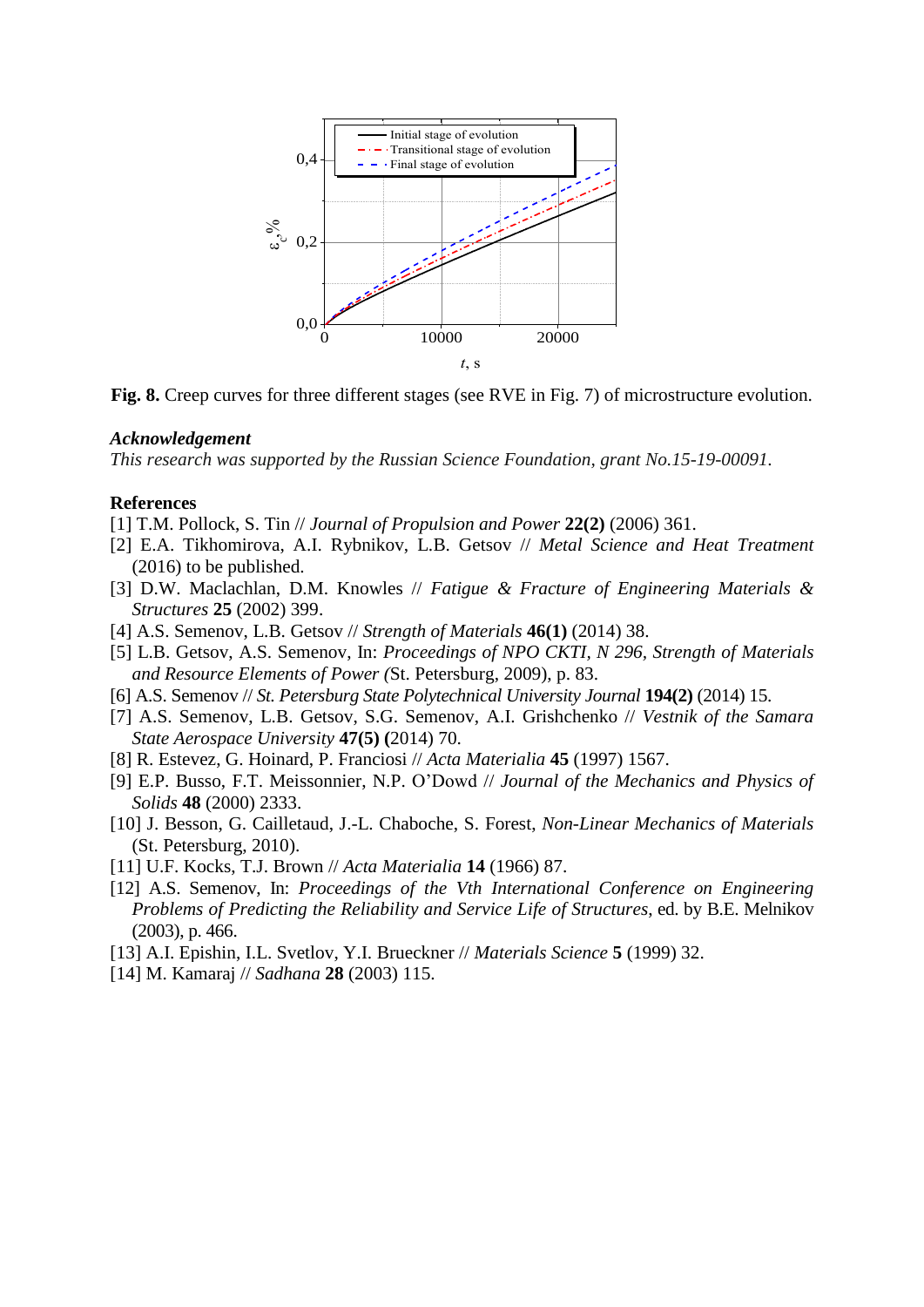Initial stage of evolution
Transitional stage of evolution
Final stage of evolution

0,4
0,2
0,0
$\varepsilon_c$, %

0
10000
20000
$t$, s

**Fig. 8.** Creep curves for three different stages (see RVE in Fig. 7) of microstructure evolution.

***Acknowledgement***

*This research was supported by the Russian Science Foundation, grant No.15-19-00091.*

**References**

[1] T.M. Pollock, S. Tin // *Journal of Propulsion and Power* **22(2)** (2006) 361.

[2] E.A. Tikhomirova, A.I. Rybnikov, L.B. Getsov // *Metal Science and Heat Treatment* (2016) to be published.

[3] D.W. Maclachlan, D.M. Knowles // *Fatigue & Fracture of Engineering Materials & Structures* **25** (2002) 399.

[4] A.S. Semenov, L.B. Getsov // *Strength of Materials* **46(1)** (2014) 38.

[5] L.B. Getsov, A.S. Semenov, In: *Proceedings of NPO CKTI, N 296, Strength of Materials and Resource Elements of Power (*St. Petersburg, 2009), p. 83.

[6] A.S. Semenov // *St. Petersburg State Polytechnical University Journal* **194(2)** (2014) 15.

[7] A.S. Semenov, L.B. Getsov, S.G. Semenov, A.I. Grishchenko // *Vestnik of the Samara State Aerospace University* **47(5) (**2014) 70.

[8] R. Estevez, G. Hoinard, P. Franciosi // *Acta Materialia* **45** (1997) 1567.

[9] E.P. Busso, F.T. Meissonnier, N.P. O'Dowd // *Journal of the Mechanics and Physics of Solids* **48** (2000) 2333.

[10] J. Besson, G. Cailletaud, J.-L. Chaboche, S. Forest, *Non-Linear Mechanics of Materials* (St. Petersburg, 2010).

[11] U.F. Kocks, T.J. Brown // *Acta Materialia* **14** (1966) 87.

[12] A.S. Semenov, In: *Proceedings of the Vth International Conference on Engineering Problems of Predicting the Reliability and Service Life of Structures*, ed. by B.E. Melnikov (2003), p. 466.

[13] A.I. Epishin, I.L. Svetlov, Y.I. Brueckner // *Materials Science* **5** (1999) 32.

[14] M. Kamaraj // *Sadhana* **28** (2003) 115.